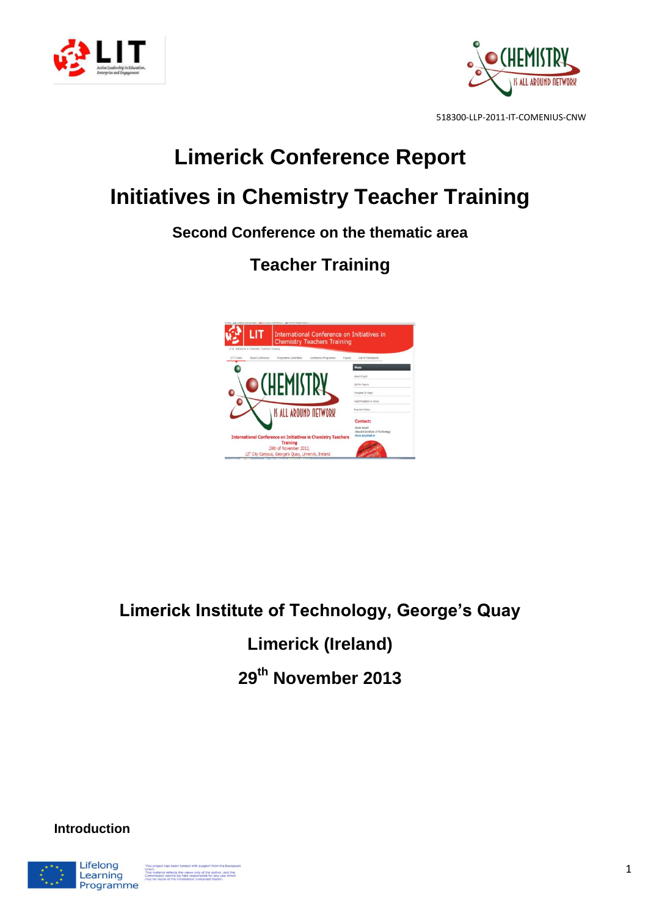518300-LLP-2011-IT-COMENIUS-CNW

# Limerick Conference Report

# Initiatives in Chemistry Teacher Training

### Second Conference on the thematic area

## Teacher Training

## Limerick Institute of Technology, George's Quay

## Limerick (Ireland)

## 29th November 2013

### Introduction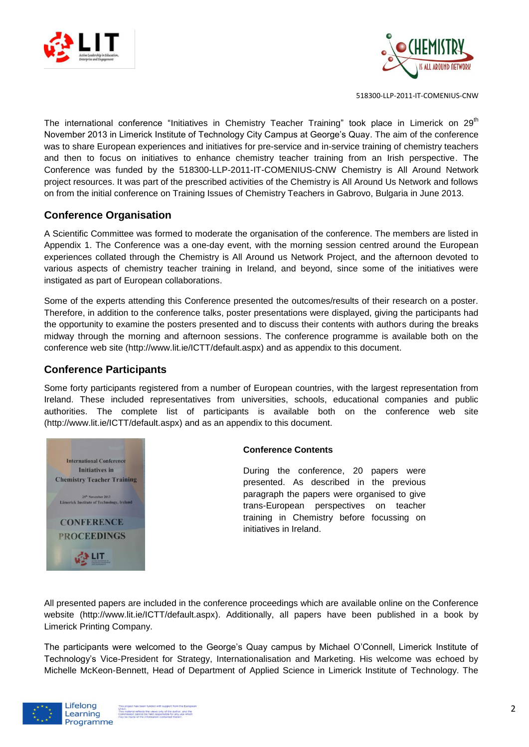The international conference "Initiatives in Chemistry Teacher Training" took place in Limerick on 29th November 2013 in Limerick Institute of Technology City Campus at George's Quay. The aim of the conference was to share European experiences and initiatives for pre-service and in-service training of chemistry teachers and then to focus on initiatives to enhance chemistry teacher training from an Irish perspective. The Conference was funded by the 518300-LLP-2011-IT-COMENIUS-CNW Chemistry is All Around Network project resources. It was part of the prescribed activities of the Chemistry is All Around Us Network and follows on from the initial conference on Training Issues of Chemistry Teachers in Gabrovo, Bulgaria in June 2013.

## Conference Organisation

A Scientific Committee was formed to moderate the organisation of the conference. The members are listed in Appendix 1. The Conference was a one-day event, with the morning session centred around the European experiences collated through the Chemistry is All Around us Network Project, and the afternoon devoted to various aspects of chemistry teacher training in Ireland, and beyond, since some of the initiatives were instigated as part of European collaborations.

Some of the experts attending this Conference presented the outcomes/results of their research on a poster. Therefore, in addition to the conference talks, poster presentations were displayed, giving the participants had the opportunity to examine the posters presented and to discuss their contents with authors during the breaks midway through the morning and afternoon sessions. The conference programme is available both on the conference web site (http://www.lit.ie/ICTT/default.aspx) and as appendix to this document.

## Conference Participants

Some forty participants registered from a number of European countries, with the largest representation from Ireland. These included representatives from universities, schools, educational companies and public authorities. The complete list of participants is available both on the conference web site (http://www.lit.ie/ICTT/default.aspx) and as an appendix to this document.

International Conference
Initiatives in
Chemistry Teacher Training

29th November 2013
Limerick Institute of Technology, Ireland

CONFERENCE
PROCEEDINGS

### Conference Contents

During the conference, 20 papers were presented. As described in the previous paragraph the papers were organised to give trans-European perspectives on teacher training in Chemistry before focussing on initiatives in Ireland.

All presented papers are included in the conference proceedings which are available online on the Conference website (http://www.lit.ie/ICTT/default.aspx). Additionally, all papers have been published in a book by Limerick Printing Company.

The participants were welcomed to the George's Quay campus by Michael O'Connell, Limerick Institute of Technology's Vice-President for Strategy, Internationalisation and Marketing. His welcome was echoed by Michelle McKeon-Bennett, Head of Department of Applied Science in Limerick Institute of Technology. The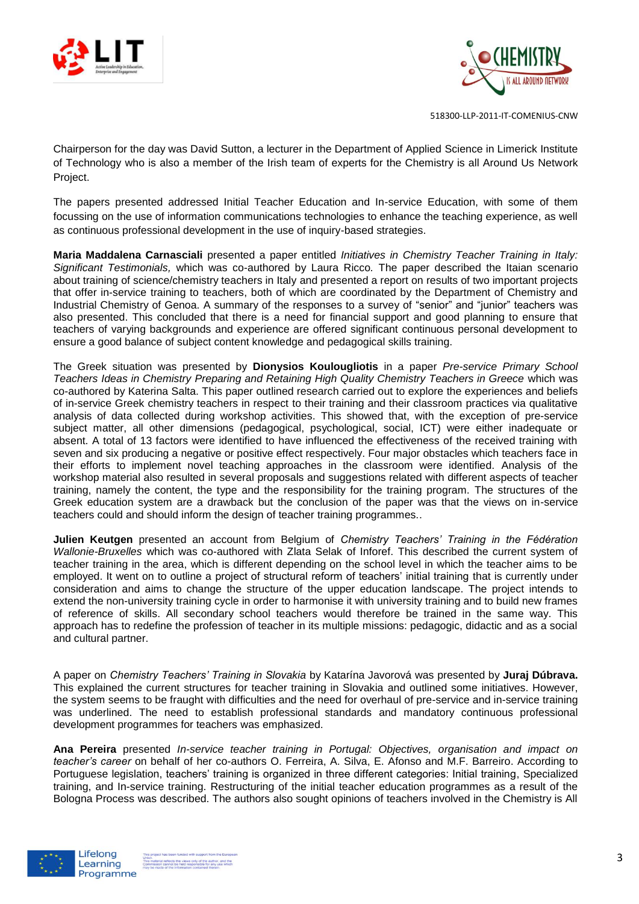Chairperson for the day was David Sutton, a lecturer in the Department of Applied Science in Limerick Institute of Technology who is also a member of the Irish team of experts for the Chemistry is all Around Us Network Project.

The papers presented addressed Initial Teacher Education and In-service Education, with some of them focussing on the use of information communications technologies to enhance the teaching experience, as well as continuous professional development in the use of inquiry-based strategies.

**Maria Maddalena Carnasciali** presented a paper entitled *Initiatives in Chemistry Teacher Training in Italy: Significant Testimonials,* which was co-authored by Laura Ricco. The paper described the Itaian scenario about training of science/chemistry teachers in Italy and presented a report on results of two important projects that offer in-service training to teachers, both of which are coordinated by the Department of Chemistry and Industrial Chemistry of Genoa. A summary of the responses to a survey of "senior" and "junior" teachers was also presented. This concluded that there is a need for financial support and good planning to ensure that teachers of varying backgrounds and experience are offered significant continuous personal development to ensure a good balance of subject content knowledge and pedagogical skills training.

The Greek situation was presented by **Dionysios Koulougliotis** in a paper *Pre-service Primary School Teachers Ideas in Chemistry Preparing and Retaining High Quality Chemistry Teachers in Greece* which was co-authored by Katerina Salta. This paper outlined research carried out to explore the experiences and beliefs of in-service Greek chemistry teachers in respect to their training and their classroom practices via qualitative analysis of data collected during workshop activities. This showed that, with the exception of pre-service subject matter, all other dimensions (pedagogical, psychological, social, ICT) were either inadequate or absent. A total of 13 factors were identified to have influenced the effectiveness of the received training with seven and six producing a negative or positive effect respectively. Four major obstacles which teachers face in their efforts to implement novel teaching approaches in the classroom were identified. Analysis of the workshop material also resulted in several proposals and suggestions related with different aspects of teacher training, namely the content, the type and the responsibility for the training program. The structures of the Greek education system are a drawback but the conclusion of the paper was that the views on in-service teachers could and should inform the design of teacher training programmes..

**Julien Keutgen** presented an account from Belgium of *Chemistry Teachers' Training in the Fédération Wallonie-Bruxelles* which was co-authored with Zlata Selak of Inforef. This described the current system of teacher training in the area, which is different depending on the school level in which the teacher aims to be employed. It went on to outline a project of structural reform of teachers' initial training that is currently under consideration and aims to change the structure of the upper education landscape. The project intends to extend the non-university training cycle in order to harmonise it with university training and to build new frames of reference of skills. All secondary school teachers would therefore be trained in the same way. This approach has to redefine the profession of teacher in its multiple missions: pedagogic, didactic and as a social and cultural partner.

A paper on *Chemistry Teachers' Training in Slovakia* by Katarína Javorová was presented by **Juraj Dúbrava.** This explained the current structures for teacher training in Slovakia and outlined some initiatives. However, the system seems to be fraught with difficulties and the need for overhaul of pre-service and in-service training was underlined. The need to establish professional standards and mandatory continuous professional development programmes for teachers was emphasized.

**Ana Pereira** presented *In-service teacher training in Portugal: Objectives, organisation and impact on teacher's career* on behalf of her co-authors O. Ferreira, A. Silva, E. Afonso and M.F. Barreiro. According to Portuguese legislation, teachers' training is organized in three different categories: Initial training, Specialized training, and In-service training. Restructuring of the initial teacher education programmes as a result of the Bologna Process was described. The authors also sought opinions of teachers involved in the Chemistry is All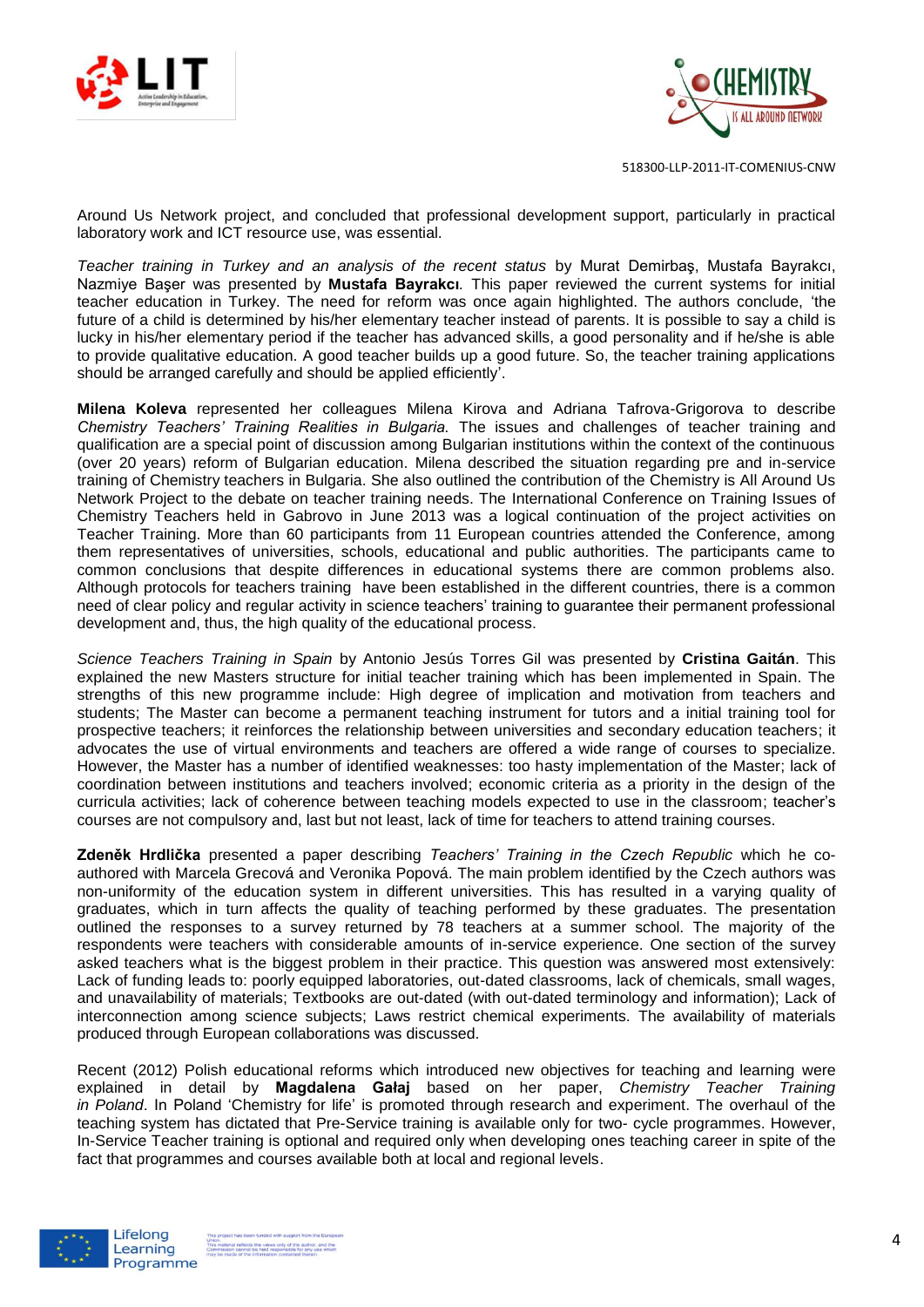Around Us Network project, and concluded that professional development support, particularly in practical laboratory work and ICT resource use, was essential.

*Teacher training in Turkey and an analysis of the recent status* by Murat Demirbaş, Mustafa Bayrakcı, Nazmiye Başer was presented by **Mustafa Bayrakcı**. This paper reviewed the current systems for initial teacher education in Turkey. The need for reform was once again highlighted. The authors conclude, 'the future of a child is determined by his/her elementary teacher instead of parents. It is possible to say a child is lucky in his/her elementary period if the teacher has advanced skills, a good personality and if he/she is able to provide qualitative education. A good teacher builds up a good future. So, the teacher training applications should be arranged carefully and should be applied efficiently'.

**Milena Koleva** represented her colleagues Milena Kirova and Adriana Tafrova-Grigorova to describe *Chemistry Teachers' Training Realities in Bulgaria.* The issues and challenges of teacher training and qualification are a special point of discussion among Bulgarian institutions within the context of the continuous (over 20 years) reform of Bulgarian education. Milena described the situation regarding pre and in-service training of Chemistry teachers in Bulgaria. She also outlined the contribution of the Chemistry is All Around Us Network Project to the debate on teacher training needs. The International Conference on Training Issues of Chemistry Teachers held in Gabrovo in June 2013 was a logical continuation of the project activities on Teacher Training. More than 60 participants from 11 European countries attended the Conference, among them representatives of universities, schools, educational and public authorities. The participants came to common conclusions that despite differences in educational systems there are common problems also. Although protocols for teachers training have been established in the different countries, there is a common need of clear policy and regular activity in science teachers' training to guarantee their permanent professional development and, thus, the high quality of the educational process.

*Science Teachers Training in Spain* by Antonio Jesús Torres Gil was presented by **Cristina Gaitán**. This explained the new Masters structure for initial teacher training which has been implemented in Spain. The strengths of this new programme include: High degree of implication and motivation from teachers and students; The Master can become a permanent teaching instrument for tutors and a initial training tool for prospective teachers; it reinforces the relationship between universities and secondary education teachers; it advocates the use of virtual environments and teachers are offered a wide range of courses to specialize. However, the Master has a number of identified weaknesses: too hasty implementation of the Master; lack of coordination between institutions and teachers involved; economic criteria as a priority in the design of the curricula activities; lack of coherence between teaching models expected to use in the classroom; teacher's courses are not compulsory and, last but not least, lack of time for teachers to attend training courses.

**Zdeněk Hrdlička** presented a paper describing *Teachers' Training in the Czech Republic* which he co-authored with Marcela Grecová and Veronika Popová. The main problem identified by the Czech authors was non-uniformity of the education system in different universities. This has resulted in a varying quality of graduates, which in turn affects the quality of teaching performed by these graduates. The presentation outlined the responses to a survey returned by 78 teachers at a summer school. The majority of the respondents were teachers with considerable amounts of in-service experience. One section of the survey asked teachers what is the biggest problem in their practice. This question was answered most extensively: Lack of funding leads to: poorly equipped laboratories, out-dated classrooms, lack of chemicals, small wages, and unavailability of materials; Textbooks are out-dated (with out-dated terminology and information); Lack of interconnection among science subjects; Laws restrict chemical experiments. The availability of materials produced through European collaborations was discussed.

Recent (2012) Polish educational reforms which introduced new objectives for teaching and learning were explained in detail by **Magdalena Gałaj** based on her paper, *Chemistry Teacher Training in Poland*. In Poland 'Chemistry for life' is promoted through research and experiment. The overhaul of the teaching system has dictated that Pre-Service training is available only for two- cycle programmes. However, In-Service Teacher training is optional and required only when developing ones teaching career in spite of the fact that programmes and courses available both at local and regional levels.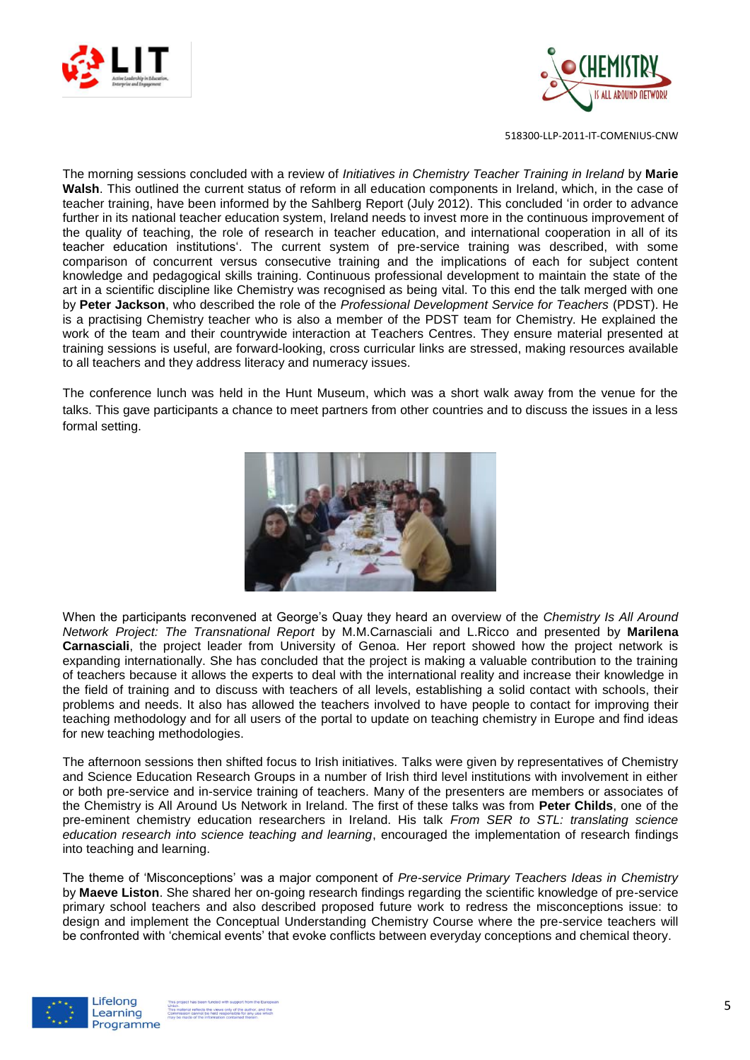The morning sessions concluded with a review of *Initiatives in Chemistry Teacher Training in Ireland* by **Marie Walsh**. This outlined the current status of reform in all education components in Ireland, which, in the case of teacher training, have been informed by the Sahlberg Report (July 2012). This concluded 'in order to advance further in its national teacher education system, Ireland needs to invest more in the continuous improvement of the quality of teaching, the role of research in teacher education, and international cooperation in all of its teacher education institutions'. The current system of pre-service training was described, with some comparison of concurrent versus consecutive training and the implications of each for subject content knowledge and pedagogical skills training. Continuous professional development to maintain the state of the art in a scientific discipline like Chemistry was recognised as being vital. To this end the talk merged with one by **Peter Jackson**, who described the role of the *Professional Development Service for Teachers* (PDST). He is a practising Chemistry teacher who is also a member of the PDST team for Chemistry. He explained the work of the team and their countrywide interaction at Teachers Centres. They ensure material presented at training sessions is useful, are forward-looking, cross curricular links are stressed, making resources available to all teachers and they address literacy and numeracy issues.

The conference lunch was held in the Hunt Museum, which was a short walk away from the venue for the talks. This gave participants a chance to meet partners from other countries and to discuss the issues in a less formal setting.

When the participants reconvened at George's Quay they heard an overview of the *Chemistry Is All Around Network Project: The Transnational Report* by M.M.Carnasciali and L.Ricco and presented by **Marilena Carnasciali**, the project leader from University of Genoa. Her report showed how the project network is expanding internationally. She has concluded that the project is making a valuable contribution to the training of teachers because it allows the experts to deal with the international reality and increase their knowledge in the field of training and to discuss with teachers of all levels, establishing a solid contact with schools, their problems and needs. It also has allowed the teachers involved to have people to contact for improving their teaching methodology and for all users of the portal to update on teaching chemistry in Europe and find ideas for new teaching methodologies.

The afternoon sessions then shifted focus to Irish initiatives. Talks were given by representatives of Chemistry and Science Education Research Groups in a number of Irish third level institutions with involvement in either or both pre-service and in-service training of teachers. Many of the presenters are members or associates of the Chemistry is All Around Us Network in Ireland. The first of these talks was from **Peter Childs**, one of the pre-eminent chemistry education researchers in Ireland. His talk *From SER to STL: translating science education research into science teaching and learning*, encouraged the implementation of research findings into teaching and learning.

The theme of 'Misconceptions' was a major component of *Pre-service Primary Teachers Ideas in Chemistry* by **Maeve Liston**. She shared her on-going research findings regarding the scientific knowledge of pre-service primary school teachers and also described proposed future work to redress the misconceptions issue: to design and implement the Conceptual Understanding Chemistry Course where the pre-service teachers will be confronted with 'chemical events' that evoke conflicts between everyday conceptions and chemical theory.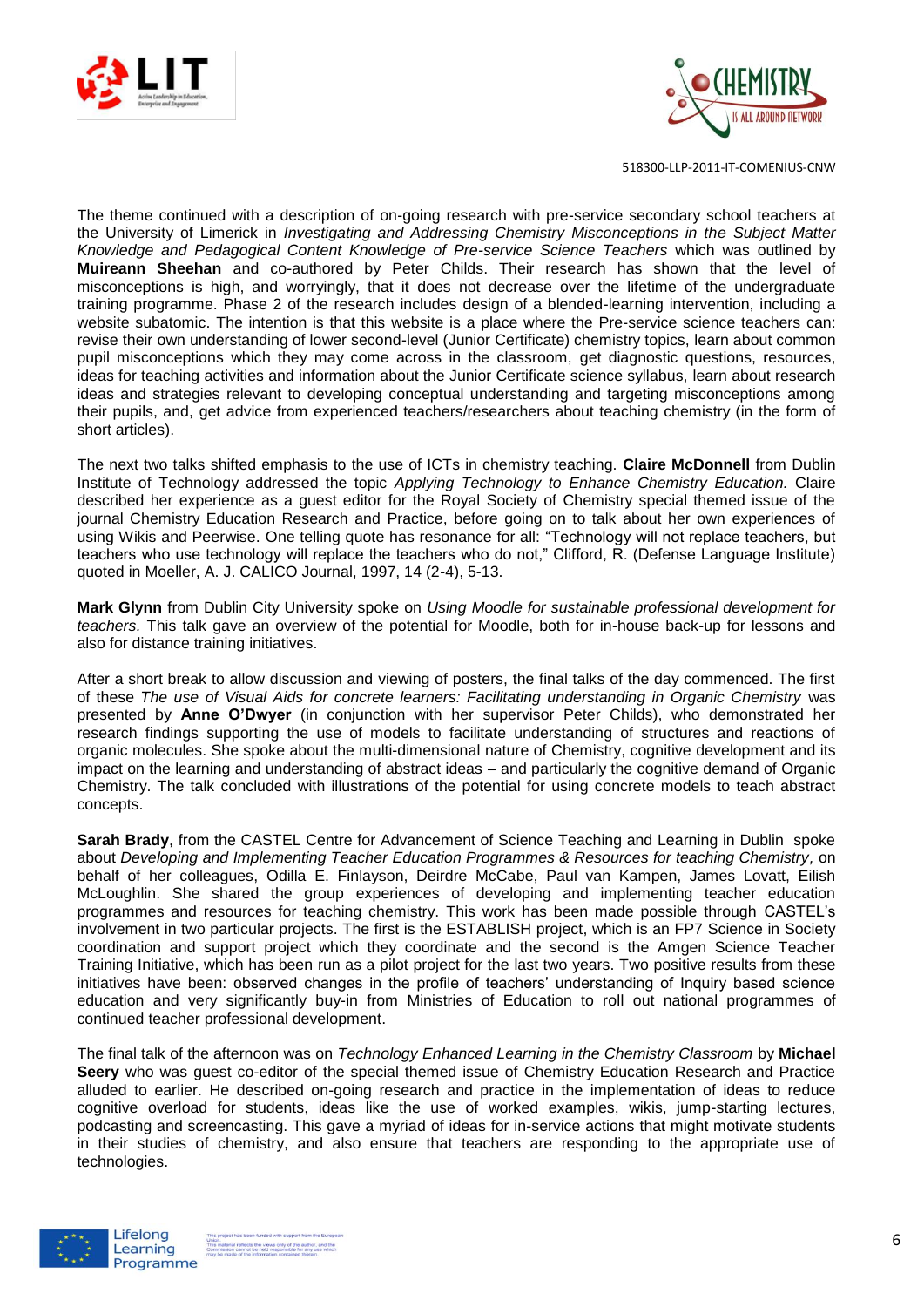The theme continued with a description of on-going research with pre-service secondary school teachers at the University of Limerick in *Investigating and Addressing Chemistry Misconceptions in the Subject Matter Knowledge and Pedagogical Content Knowledge of Pre-service Science Teachers* which was outlined by **Muireann Sheehan** and co-authored by Peter Childs. Their research has shown that the level of misconceptions is high, and worryingly, that it does not decrease over the lifetime of the undergraduate training programme. Phase 2 of the research includes design of a blended-learning intervention, including a website subatomic. The intention is that this website is a place where the Pre-service science teachers can: revise their own understanding of lower second-level (Junior Certificate) chemistry topics, learn about common pupil misconceptions which they may come across in the classroom, get diagnostic questions, resources, ideas for teaching activities and information about the Junior Certificate science syllabus, learn about research ideas and strategies relevant to developing conceptual understanding and targeting misconceptions among their pupils, and, get advice from experienced teachers/researchers about teaching chemistry (in the form of short articles).

The next two talks shifted emphasis to the use of ICTs in chemistry teaching. **Claire McDonnell** from Dublin Institute of Technology addressed the topic *Applying Technology to Enhance Chemistry Education.* Claire described her experience as a guest editor for the Royal Society of Chemistry special themed issue of the journal Chemistry Education Research and Practice, before going on to talk about her own experiences of using Wikis and Peerwise. One telling quote has resonance for all: "Technology will not replace teachers, but teachers who use technology will replace the teachers who do not," Clifford, R. (Defense Language Institute) quoted in Moeller, A. J. CALICO Journal, 1997, 14 (2-4), 5-13.

**Mark Glynn** from Dublin City University spoke on *Using Moodle for sustainable professional development for teachers.* This talk gave an overview of the potential for Moodle, both for in-house back-up for lessons and also for distance training initiatives.

After a short break to allow discussion and viewing of posters, the final talks of the day commenced. The first of these *The use of Visual Aids for concrete learners: Facilitating understanding in Organic Chemistry* was presented by **Anne O'Dwyer** (in conjunction with her supervisor Peter Childs), who demonstrated her research findings supporting the use of models to facilitate understanding of structures and reactions of organic molecules. She spoke about the multi-dimensional nature of Chemistry, cognitive development and its impact on the learning and understanding of abstract ideas – and particularly the cognitive demand of Organic Chemistry. The talk concluded with illustrations of the potential for using concrete models to teach abstract concepts.

**Sarah Brady**, from the CASTEL Centre for Advancement of Science Teaching and Learning in Dublin spoke about *Developing and Implementing Teacher Education Programmes & Resources for teaching Chemistry*, on behalf of her colleagues, Odilla E. Finlayson, Deirdre McCabe, Paul van Kampen, James Lovatt, Eilish McLoughlin. She shared the group experiences of developing and implementing teacher education programmes and resources for teaching chemistry. This work has been made possible through CASTEL's involvement in two particular projects. The first is the ESTABLISH project, which is an FP7 Science in Society coordination and support project which they coordinate and the second is the Amgen Science Teacher Training Initiative, which has been run as a pilot project for the last two years. Two positive results from these initiatives have been: observed changes in the profile of teachers' understanding of Inquiry based science education and very significantly buy-in from Ministries of Education to roll out national programmes of continued teacher professional development.

The final talk of the afternoon was on *Technology Enhanced Learning in the Chemistry Classroom* by **Michael Seery** who was guest co-editor of the special themed issue of Chemistry Education Research and Practice alluded to earlier. He described on-going research and practice in the implementation of ideas to reduce cognitive overload for students, ideas like the use of worked examples, wikis, jump-starting lectures, podcasting and screencasting. This gave a myriad of ideas for in-service actions that might motivate students in their studies of chemistry, and also ensure that teachers are responding to the appropriate use of technologies.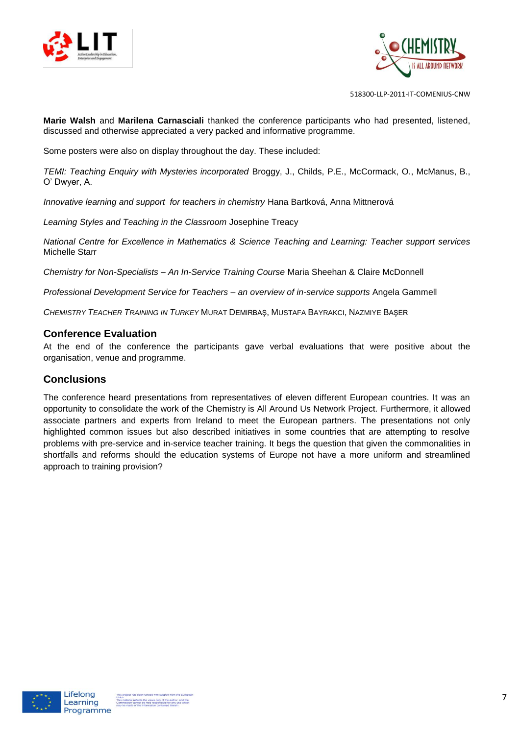**Marie Walsh** and **Marilena Carnasciali** thanked the conference participants who had presented, listened, discussed and otherwise appreciated a very packed and informative programme.

Some posters were also on display throughout the day. These included:

*TEMI: Teaching Enquiry with Mysteries incorporated* Broggy, J., Childs, P.E., McCormack, O., McManus, B., O' Dwyer, A.

*Innovative learning and support for teachers in chemistry* Hana Bartková, Anna Mittnerová

*Learning Styles and Teaching in the Classroom* Josephine Treacy

*National Centre for Excellence in Mathematics & Science Teaching and Learning: Teacher support services* Michelle Starr

*Chemistry for Non-Specialists – An In-Service Training Course* Maria Sheehan & Claire McDonnell

*Professional Development Service for Teachers – an overview of in-service supports* Angela Gammell

*Chemistry Teacher Training in Turkey* Murat Demirbaş, Mustafa Bayrakci, Nazmiye Başer

## Conference Evaluation

At the end of the conference the participants gave verbal evaluations that were positive about the organisation, venue and programme.

## Conclusions

The conference heard presentations from representatives of eleven different European countries. It was an opportunity to consolidate the work of the Chemistry is All Around Us Network Project. Furthermore, it allowed associate partners and experts from Ireland to meet the European partners. The presentations not only highlighted common issues but also described initiatives in some countries that are attempting to resolve problems with pre-service and in-service teacher training. It begs the question that given the commonalities in shortfalls and reforms should the education systems of Europe not have a more uniform and streamlined approach to training provision?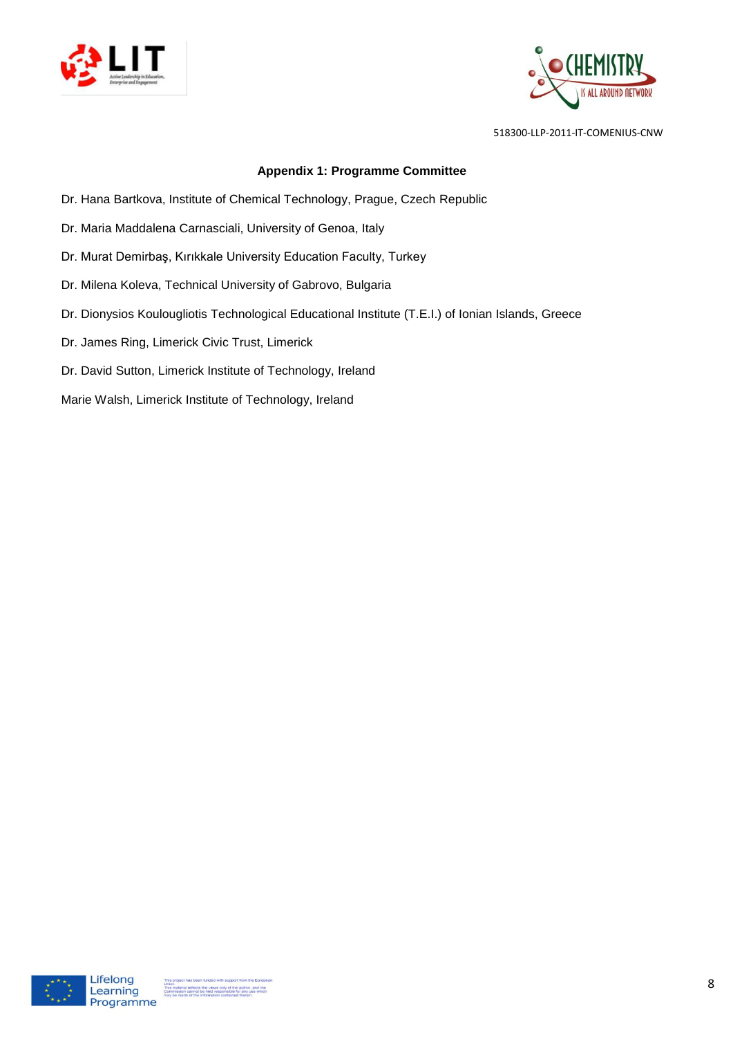## Appendix 1: Programme Committee

Dr. Hana Bartkova, Institute of Chemical Technology, Prague, Czech Republic

Dr. Maria Maddalena Carnasciali, University of Genoa, Italy

Dr. Murat Demirbaş, Kırıkkale University Education Faculty, Turkey

Dr. Milena Koleva, Technical University of Gabrovo, Bulgaria

Dr. Dionysios Koulougliotis Technological Educational Institute (T.E.I.) of Ionian Islands, Greece

Dr. James Ring, Limerick Civic Trust, Limerick

Dr. David Sutton, Limerick Institute of Technology, Ireland

Marie Walsh, Limerick Institute of Technology, Ireland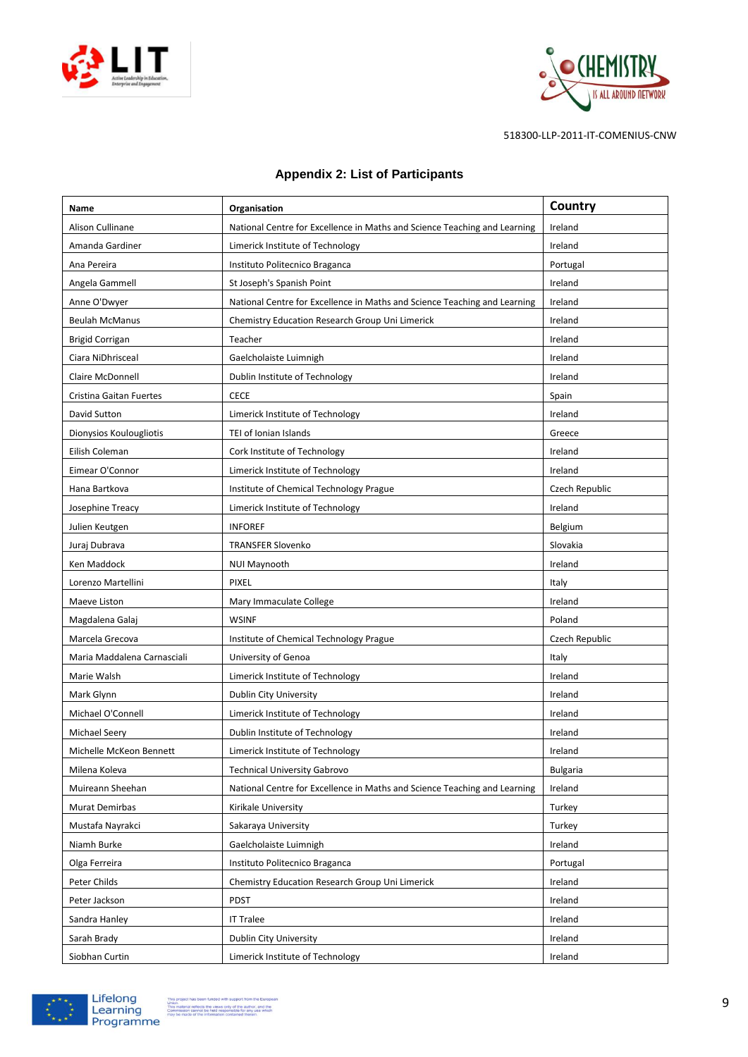518300-LLP-2011-IT-COMENIUS-CNW

## Appendix 2: List of Participants

| Name | Organisation | Country |
|---|---|---|
| Alison Cullinane | National Centre for Excellence in Maths and Science Teaching and Learning | Ireland |
| Amanda Gardiner | Limerick Institute of Technology | Ireland |
| Ana Pereira | Instituto Politecnico Braganca | Portugal |
| Angela Gammell | St Joseph's Spanish Point | Ireland |
| Anne O'Dwyer | National Centre for Excellence in Maths and Science Teaching and Learning | Ireland |
| Beulah McManus | Chemistry Education Research Group Uni Limerick | Ireland |
| Brigid Corrigan | Teacher | Ireland |
| Ciara NiDhrisceal | Gaelcholaiste Luimnigh | Ireland |
| Claire McDonnell | Dublin Institute of Technology | Ireland |
| Cristina Gaitan Fuertes | CECE | Spain |
| David Sutton | Limerick Institute of Technology | Ireland |
| Dionysios Koulougliotis | TEI of Ionian Islands | Greece |
| Eilish Coleman | Cork Institute of Technology | Ireland |
| Eimear O'Connor | Limerick Institute of Technology | Ireland |
| Hana Bartkova | Institute of Chemical Technology Prague | Czech Republic |
| Josephine Treacy | Limerick Institute of Technology | Ireland |
| Julien Keutgen | INFOREF | Belgium |
| Juraj Dubrava | TRANSFER Slovenko | Slovakia |
| Ken Maddock | NUI Maynooth | Ireland |
| Lorenzo Martellini | PIXEL | Italy |
| Maeve Liston | Mary Immaculate College | Ireland |
| Magdalena Galaj | WSINF | Poland |
| Marcela Grecova | Institute of Chemical Technology Prague | Czech Republic |
| Maria Maddalena Carnasciali | University of Genoa | Italy |
| Marie Walsh | Limerick Institute of Technology | Ireland |
| Mark Glynn | Dublin City University | Ireland |
| Michael O'Connell | Limerick Institute of Technology | Ireland |
| Michael Seery | Dublin Institute of Technology | Ireland |
| Michelle McKeon Bennett | Limerick Institute of Technology | Ireland |
| Milena Koleva | Technical University Gabrovo | Bulgaria |
| Muireann Sheehan | National Centre for Excellence in Maths and Science Teaching and Learning | Ireland |
| Murat Demirbas | Kirikale University | Turkey |
| Mustafa Nayrakci | Sakaraya University | Turkey |
| Niamh Burke | Gaelcholaiste Luimnigh | Ireland |
| Olga Ferreira | Instituto Politecnico Braganca | Portugal |
| Peter Childs | Chemistry Education Research Group Uni Limerick | Ireland |
| Peter Jackson | PDST | Ireland |
| Sandra Hanley | IT Tralee | Ireland |
| Sarah Brady | Dublin City University | Ireland |
| Siobhan Curtin | Limerick Institute of Technology | Ireland |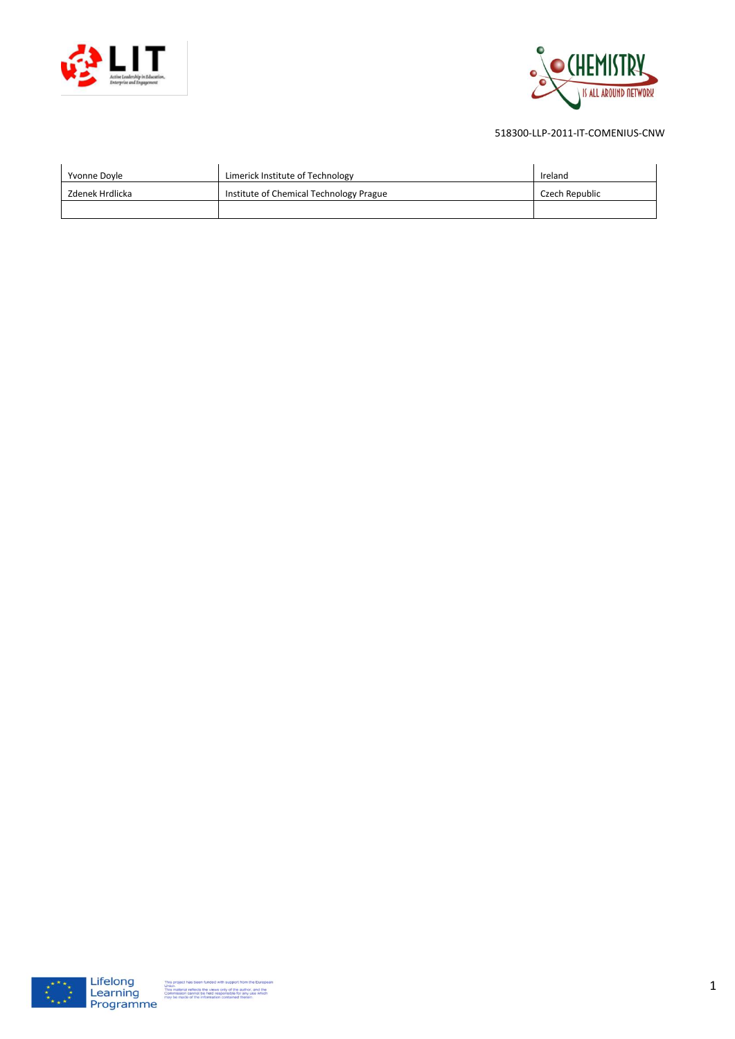| Yvonne Doyle | Limerick Institute of Technology | Ireland |
| --- | --- | --- |
| Zdenek Hrdlicka | Institute of Chemical Technology Prague | Czech Republic |
| | | |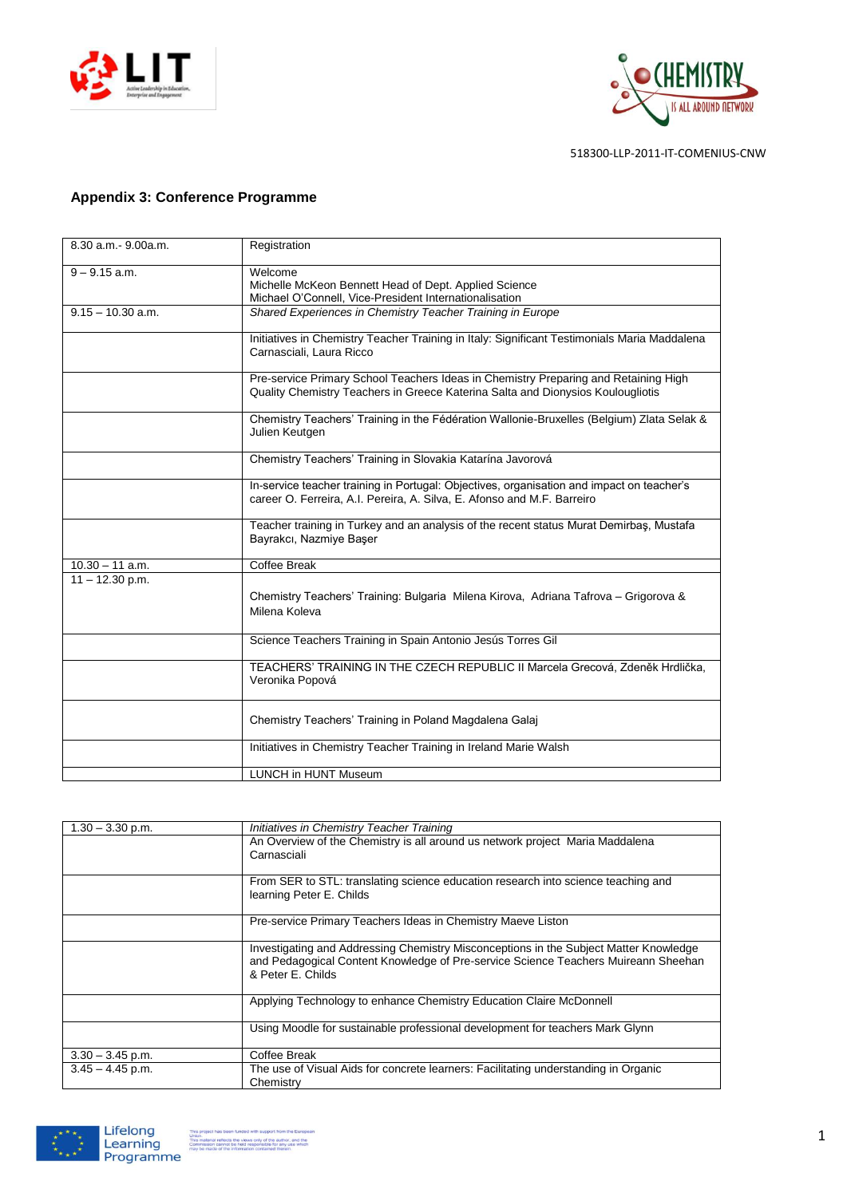518300-LLP-2011-IT-COMENIUS-CNW

## Appendix 3: Conference Programme

| | |
|---|---|
| 8.30 a.m.- 9.00a.m. | Registration |
| 9 – 9.15 a.m. | Welcome<br>Michelle McKeon Bennett Head of Dept. Applied Science<br>Michael O'Connell, Vice-President Internationalisation |
| 9.15 – 10.30 a.m. | *Shared Experiences in Chemistry Teacher Training in Europe* |
| | Initiatives in Chemistry Teacher Training in Italy: Significant Testimonials Maria Maddalena Carnasciali, Laura Ricco |
| | Pre-service Primary School Teachers Ideas in Chemistry Preparing and Retaining High Quality Chemistry Teachers in Greece Katerina Salta and Dionysios Koulougliotis |
| | Chemistry Teachers' Training in the Fédération Wallonie-Bruxelles (Belgium) Zlata Selak & Julien Keutgen |
| | Chemistry Teachers' Training in Slovakia Katarína Javorová |
| | In-service teacher training in Portugal: Objectives, organisation and impact on teacher's career O. Ferreira, A.I. Pereira, A. Silva, E. Afonso and M.F. Barreiro |
| | Teacher training in Turkey and an analysis of the recent status Murat Demirbaş, Mustafa Bayrakcı, Nazmiye Başer |
| 10.30 – 11 a.m. | Coffee Break |
| 11 – 12.30 p.m. | Chemistry Teachers' Training: Bulgaria Milena Kirova, Adriana Tafrova – Grigorova & Milena Koleva |
| | Science Teachers Training in Spain Antonio Jesús Torres Gil |
| | TEACHERS' TRAINING IN THE CZECH REPUBLIC II Marcela Grecová, Zdeněk Hrdlička, Veronika Popová |
| | Chemistry Teachers' Training in Poland Magdalena Galaj |
| | Initiatives in Chemistry Teacher Training in Ireland Marie Walsh |
| | LUNCH in HUNT Museum |

| | |
|---|---|
| 1.30 – 3.30 p.m. | *Initiatives in Chemistry Teacher Training* |
| | An Overview of the Chemistry is all around us network project Maria Maddalena Carnasciali |
| | From SER to STL: translating science education research into science teaching and learning Peter E. Childs |
| | Pre-service Primary Teachers Ideas in Chemistry Maeve Liston |
| | Investigating and Addressing Chemistry Misconceptions in the Subject Matter Knowledge and Pedagogical Content Knowledge of Pre-service Science Teachers Muireann Sheehan & Peter E. Childs |
| | Applying Technology to enhance Chemistry Education Claire McDonnell |
| | Using Moodle for sustainable professional development for teachers Mark Glynn |
| 3.30 – 3.45 p.m. | Coffee Break |
| 3.45 – 4.45 p.m. | The use of Visual Aids for concrete learners: Facilitating understanding in Organic Chemistry |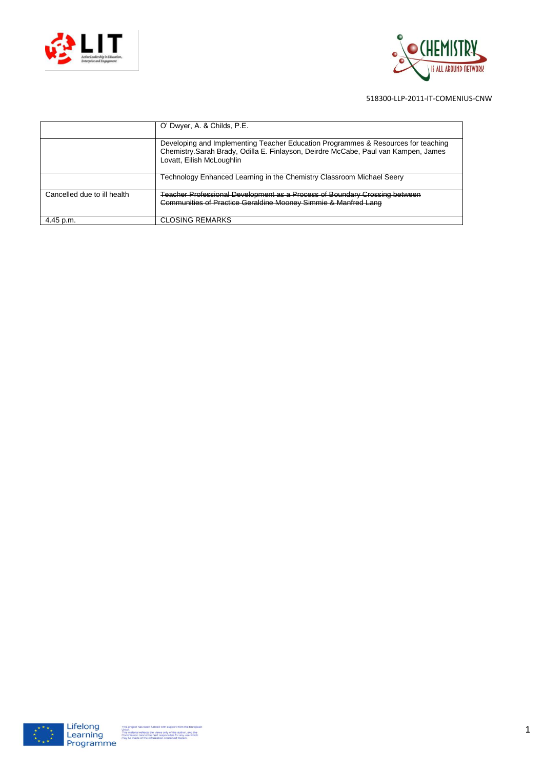| | |
|---|---|
| | O' Dwyer, A. & Childs, P.E. |
| | Developing and Implementing Teacher Education Programmes & Resources for teaching Chemistry.Sarah Brady, Odilla E. Finlayson, Deirdre McCabe, Paul van Kampen, James Lovatt, Eilish McLoughlin |
| | Technology Enhanced Learning in the Chemistry Classroom Michael Seery |
| Cancelled due to ill health | ~~Teacher Professional Development as a Process of Boundary Crossing between Communities of Practice Geraldine Mooney Simmie & Manfred Lang~~ |
| 4.45 p.m. | CLOSING REMARKS |